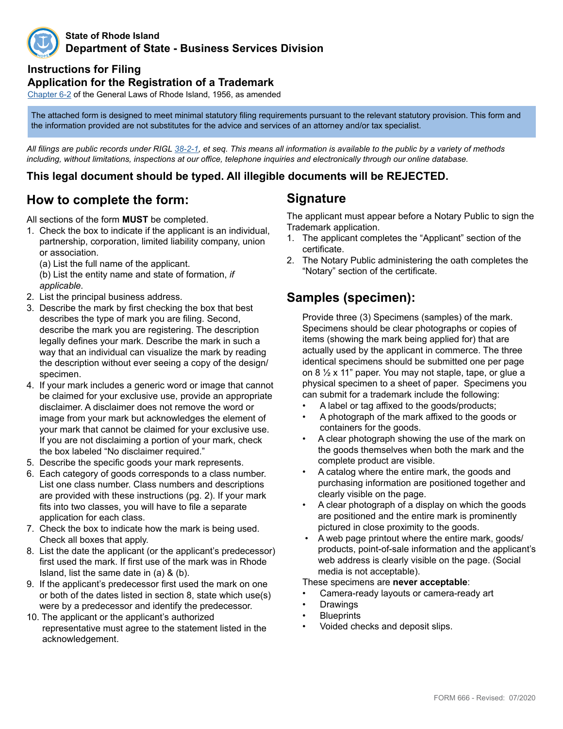**State of Rhode Island**
**Department of State - Business Services Division**

## Instructions for Filing
## Application for the Registration of a Trademark

Chapter 6-2 of the General Laws of Rhode Island, 1956, as amended

The attached form is designed to meet minimal statutory filing requirements pursuant to the relevant statutory provision. This form and the information provided are not substitutes for the advice and services of an attorney and/or tax specialist.

*All filings are public records under RIGL 38-2-1, et seq. This means all information is available to the public by a variety of methods including, without limitations, inspections at our office, telephone inquiries and electronically through our online database.*

**This legal document should be typed. All illegible documents will be REJECTED.**

## How to complete the form:

All sections of the form **MUST** be completed.

1. Check the box to indicate if the applicant is an individual, partnership, corporation, limited liability company, union or association.
   (a) List the full name of the applicant.
   (b) List the entity name and state of formation, *if applicable.*
2. List the principal business address.
3. Describe the mark by first checking the box that best describes the type of mark you are filing. Second, describe the mark you are registering. The description legally defines your mark. Describe the mark in such a way that an individual can visualize the mark by reading the description without ever seeing a copy of the design/ specimen.
4. If your mark includes a generic word or image that cannot be claimed for your exclusive use, provide an appropriate disclaimer. A disclaimer does not remove the word or image from your mark but acknowledges the element of your mark that cannot be claimed for your exclusive use. If you are not disclaiming a portion of your mark, check the box labeled "No disclaimer required."
5. Describe the specific goods your mark represents.
6. Each category of goods corresponds to a class number. List one class number. Class numbers and descriptions are provided with these instructions (pg. 2). If your mark fits into two classes, you will have to file a separate application for each class.
7. Check the box to indicate how the mark is being used. Check all boxes that apply.
8. List the date the applicant (or the applicant's predecessor) first used the mark. If first use of the mark was in Rhode Island, list the same date in (a) & (b).
9. If the applicant's predecessor first used the mark on one or both of the dates listed in section 8, state which use(s) were by a predecessor and identify the predecessor.
10. The applicant or the applicant's authorized representative must agree to the statement listed in the acknowledgement.

## Signature

The applicant must appear before a Notary Public to sign the Trademark application.

1. The applicant completes the "Applicant" section of the certificate.
2. The Notary Public administering the oath completes the "Notary" section of the certificate.

## Samples (specimen):

Provide three (3) Specimens (samples) of the mark. Specimens should be clear photographs or copies of items (showing the mark being applied for) that are actually used by the applicant in commerce. The three identical specimens should be submitted one per page on 8 ½ x 11" paper. You may not staple, tape, or glue a physical specimen to a sheet of paper. Specimens you can submit for a trademark include the following:

- A label or tag affixed to the goods/products;
- A photograph of the mark affixed to the goods or containers for the goods.
- A clear photograph showing the use of the mark on the goods themselves when both the mark and the complete product are visible.
- A catalog where the entire mark, the goods and purchasing information are positioned together and clearly visible on the page.
- A clear photograph of a display on which the goods are positioned and the entire mark is prominently pictured in close proximity to the goods.
- A web page printout where the entire mark, goods/ products, point-of-sale information and the applicant's web address is clearly visible on the page. (Social media is not acceptable).

These specimens are **never acceptable**:

- Camera-ready layouts or camera-ready art
- Drawings
- Blueprints
- Voided checks and deposit slips.

FORM 666 - Revised: 07/2020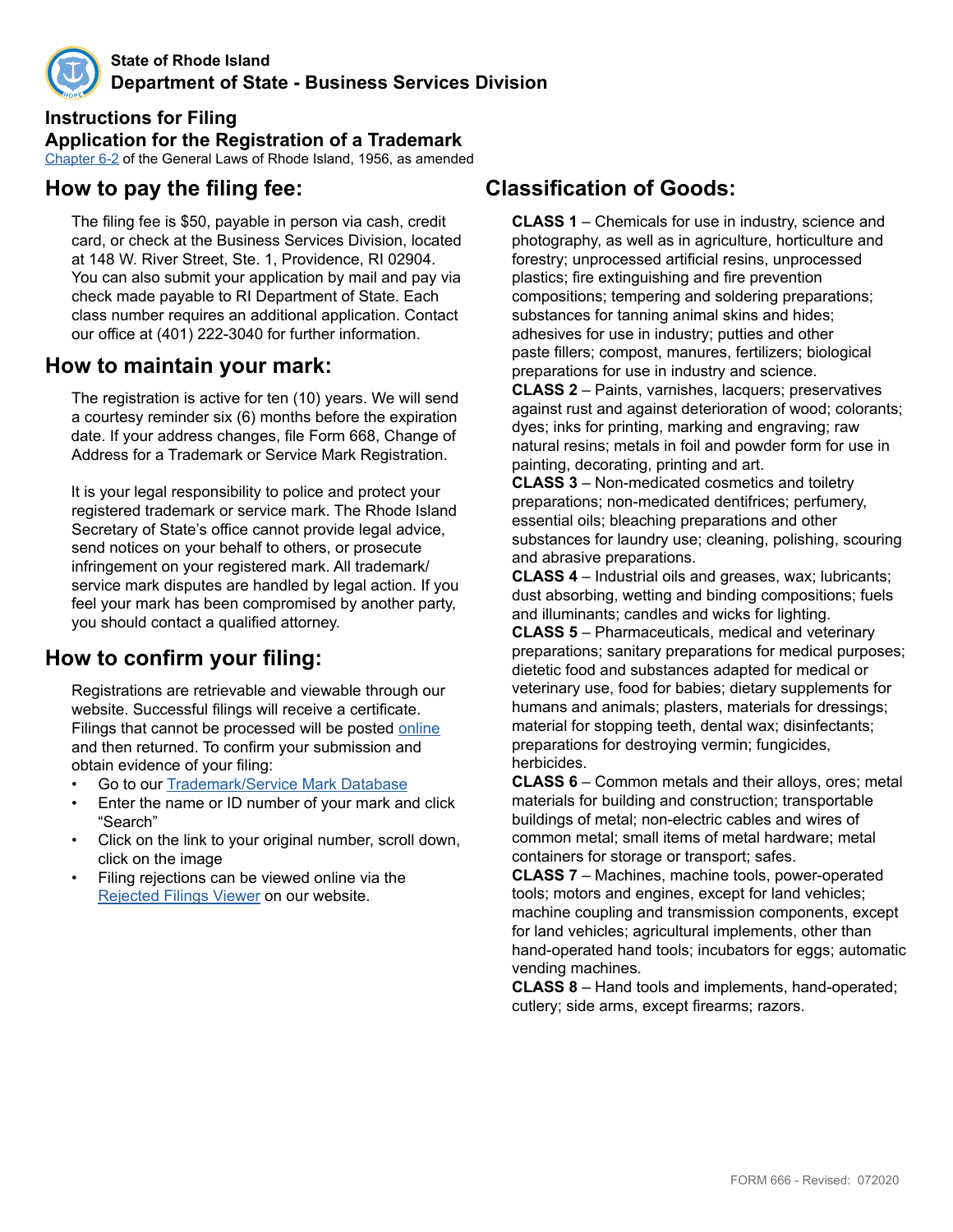**State of Rhode Island**
**Department of State - Business Services Division**

# Instructions for Filing Application for the Registration of a Trademark

Chapter 6-2 of the General Laws of Rhode Island, 1956, as amended

## How to pay the filing fee:

The filing fee is $50, payable in person via cash, credit card, or check at the Business Services Division, located at 148 W. River Street, Ste. 1, Providence, RI 02904. You can also submit your application by mail and pay via check made payable to RI Department of State. Each class number requires an additional application. Contact our office at (401) 222-3040 for further information.

## How to maintain your mark:

The registration is active for ten (10) years. We will send a courtesy reminder six (6) months before the expiration date. If your address changes, file Form 668, Change of Address for a Trademark or Service Mark Registration.

It is your legal responsibility to police and protect your registered trademark or service mark. The Rhode Island Secretary of State's office cannot provide legal advice, send notices on your behalf to others, or prosecute infringement on your registered mark. All trademark/service mark disputes are handled by legal action. If you feel your mark has been compromised by another party, you should contact a qualified attorney.

## How to confirm your filing:

Registrations are retrievable and viewable through our website. Successful filings will receive a certificate. Filings that cannot be processed will be posted online and then returned. To confirm your submission and obtain evidence of your filing:

- Go to our Trademark/Service Mark Database
- Enter the name or ID number of your mark and click "Search"
- Click on the link to your original number, scroll down, click on the image
- Filing rejections can be viewed online via the Rejected Filings Viewer on our website.

## Classification of Goods:

**CLASS 1** – Chemicals for use in industry, science and photography, as well as in agriculture, horticulture and forestry; unprocessed artificial resins, unprocessed plastics; fire extinguishing and fire prevention compositions; tempering and soldering preparations; substances for tanning animal skins and hides; adhesives for use in industry; putties and other paste fillers; compost, manures, fertilizers; biological preparations for use in industry and science.

**CLASS 2** – Paints, varnishes, lacquers; preservatives against rust and against deterioration of wood; colorants; dyes; inks for printing, marking and engraving; raw natural resins; metals in foil and powder form for use in painting, decorating, printing and art.

**CLASS 3** – Non-medicated cosmetics and toiletry preparations; non-medicated dentifrices; perfumery, essential oils; bleaching preparations and other substances for laundry use; cleaning, polishing, scouring and abrasive preparations.

**CLASS 4** – Industrial oils and greases, wax; lubricants; dust absorbing, wetting and binding compositions; fuels and illuminants; candles and wicks for lighting.

**CLASS 5** – Pharmaceuticals, medical and veterinary preparations; sanitary preparations for medical purposes; dietetic food and substances adapted for medical or veterinary use, food for babies; dietary supplements for humans and animals; plasters, materials for dressings; material for stopping teeth, dental wax; disinfectants; preparations for destroying vermin; fungicides, herbicides.

**CLASS 6** – Common metals and their alloys, ores; metal materials for building and construction; transportable buildings of metal; non-electric cables and wires of common metal; small items of metal hardware; metal containers for storage or transport; safes.

**CLASS 7** – Machines, machine tools, power-operated tools; motors and engines, except for land vehicles; machine coupling and transmission components, except for land vehicles; agricultural implements, other than hand-operated hand tools; incubators for eggs; automatic vending machines.

**CLASS 8** – Hand tools and implements, hand-operated; cutlery; side arms, except firearms; razors.

FORM 666 - Revised: 072020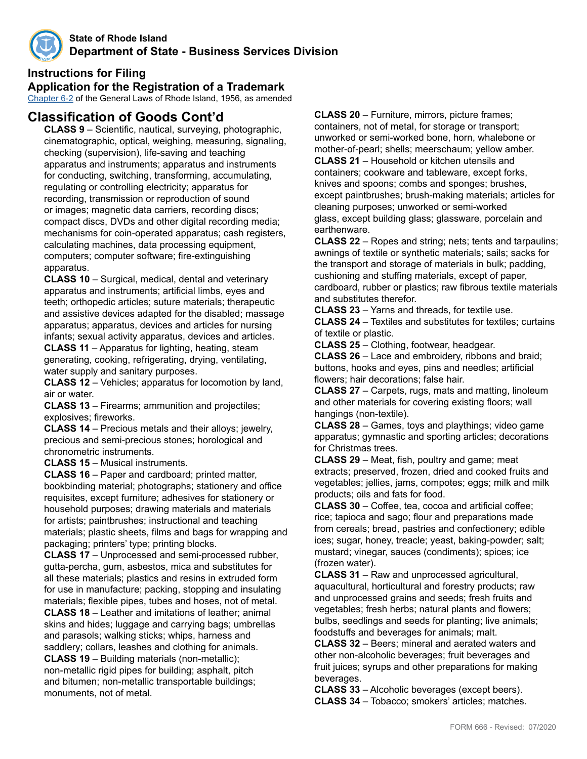**State of Rhode Island**
**Department of State - Business Services Division**

## Instructions for Filing
## Application for the Registration of a Trademark

Chapter 6-2 of the General Laws of Rhode Island, 1956, as amended

# Classification of Goods Cont'd

**CLASS 9** – Scientific, nautical, surveying, photographic, cinematographic, optical, weighing, measuring, signaling, checking (supervision), life-saving and teaching apparatus and instruments; apparatus and instruments for conducting, switching, transforming, accumulating, regulating or controlling electricity; apparatus for recording, transmission or reproduction of sound or images; magnetic data carriers, recording discs; compact discs, DVDs and other digital recording media; mechanisms for coin-operated apparatus; cash registers, calculating machines, data processing equipment, computers; computer software; fire-extinguishing apparatus.

**CLASS 10** – Surgical, medical, dental and veterinary apparatus and instruments; artificial limbs, eyes and teeth; orthopedic articles; suture materials; therapeutic and assistive devices adapted for the disabled; massage apparatus; apparatus, devices and articles for nursing infants; sexual activity apparatus, devices and articles.

**CLASS 11** – Apparatus for lighting, heating, steam generating, cooking, refrigerating, drying, ventilating, water supply and sanitary purposes.

**CLASS 12** – Vehicles; apparatus for locomotion by land, air or water.

**CLASS 13** – Firearms; ammunition and projectiles; explosives; fireworks.

**CLASS 14** – Precious metals and their alloys; jewelry, precious and semi-precious stones; horological and chronometric instruments.

**CLASS 15** – Musical instruments.

**CLASS 16** – Paper and cardboard; printed matter, bookbinding material; photographs; stationery and office requisites, except furniture; adhesives for stationery or household purposes; drawing materials and materials for artists; paintbrushes; instructional and teaching materials; plastic sheets, films and bags for wrapping and packaging; printers' type; printing blocks.

**CLASS 17** – Unprocessed and semi-processed rubber, gutta-percha, gum, asbestos, mica and substitutes for all these materials; plastics and resins in extruded form for use in manufacture; packing, stopping and insulating materials; flexible pipes, tubes and hoses, not of metal.

**CLASS 18** – Leather and imitations of leather; animal skins and hides; luggage and carrying bags; umbrellas and parasols; walking sticks; whips, harness and saddlery; collars, leashes and clothing for animals.

**CLASS 19** – Building materials (non-metallic); non-metallic rigid pipes for building; asphalt, pitch and bitumen; non-metallic transportable buildings; monuments, not of metal.

**CLASS 20** – Furniture, mirrors, picture frames; containers, not of metal, for storage or transport; unworked or semi-worked bone, horn, whalebone or mother-of-pearl; shells; meerschaum; yellow amber.

**CLASS 21** – Household or kitchen utensils and containers; cookware and tableware, except forks, knives and spoons; combs and sponges; brushes, except paintbrushes; brush-making materials; articles for cleaning purposes; unworked or semi-worked glass, except building glass; glassware, porcelain and earthenware.

**CLASS 22** – Ropes and string; nets; tents and tarpaulins; awnings of textile or synthetic materials; sails; sacks for the transport and storage of materials in bulk; padding, cushioning and stuffing materials, except of paper, cardboard, rubber or plastics; raw fibrous textile materials and substitutes therefor.

**CLASS 23** – Yarns and threads, for textile use.

**CLASS 24** – Textiles and substitutes for textiles; curtains of textile or plastic.

**CLASS 25** – Clothing, footwear, headgear.

**CLASS 26** – Lace and embroidery, ribbons and braid; buttons, hooks and eyes, pins and needles; artificial flowers; hair decorations; false hair.

**CLASS 27** – Carpets, rugs, mats and matting, linoleum and other materials for covering existing floors; wall hangings (non-textile).

**CLASS 28** – Games, toys and playthings; video game apparatus; gymnastic and sporting articles; decorations for Christmas trees.

**CLASS 29** – Meat, fish, poultry and game; meat extracts; preserved, frozen, dried and cooked fruits and vegetables; jellies, jams, compotes; eggs; milk and milk products; oils and fats for food.

**CLASS 30** – Coffee, tea, cocoa and artificial coffee; rice; tapioca and sago; flour and preparations made from cereals; bread, pastries and confectionery; edible ices; sugar, honey, treacle; yeast, baking-powder; salt; mustard; vinegar, sauces (condiments); spices; ice (frozen water).

**CLASS 31** – Raw and unprocessed agricultural, aquacultural, horticultural and forestry products; raw and unprocessed grains and seeds; fresh fruits and vegetables; fresh herbs; natural plants and flowers; bulbs, seedlings and seeds for planting; live animals; foodstuffs and beverages for animals; malt.

**CLASS 32** – Beers; mineral and aerated waters and other non-alcoholic beverages; fruit beverages and fruit juices; syrups and other preparations for making beverages.

**CLASS 33** – Alcoholic beverages (except beers).

**CLASS 34** – Tobacco; smokers' articles; matches.

FORM 666 - Revised: 07/2020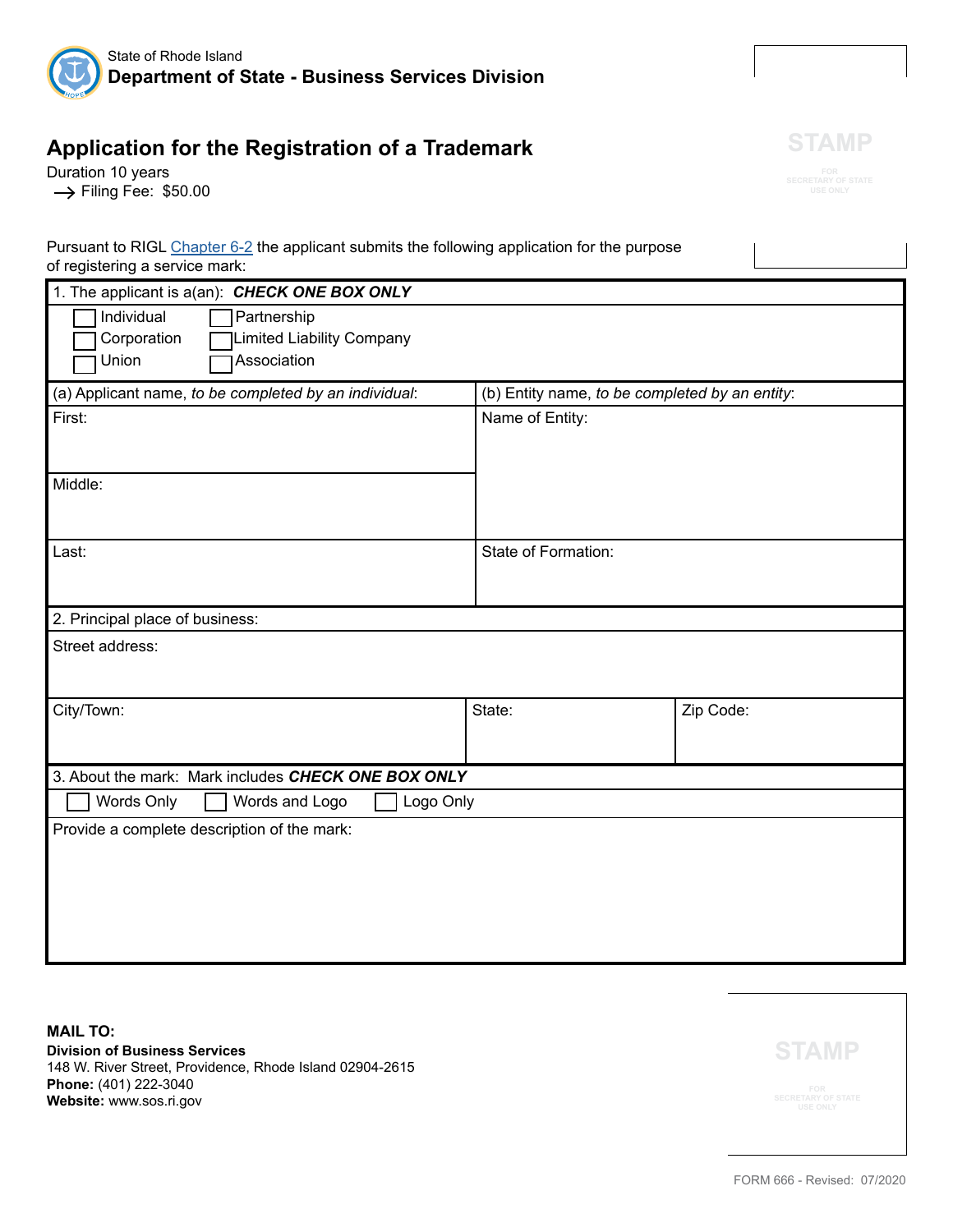State of Rhode Island
**Department of State - Business Services Division**

## Application for the Registration of a Trademark

Duration 10 years
→ Filing Fee: $50.00

STAMP
FOR SECRETARY OF STATE USE ONLY

Pursuant to RIGL Chapter 6-2 the applicant submits the following application for the purpose of registering a service mark:

| 1. The applicant is a(an): ***CHECK ONE BOX ONLY*** | |
|---|---|
| ☐ Individual ☐ Partnership<br>☐ Corporation ☐ Limited Liability Company<br>☐ Union ☐ Association | |
| (a) Applicant name, *to be completed by an individual*: | (b) Entity name, *to be completed by an entity*: |
| First: | Name of Entity: |
| Middle: | |
| Last: | State of Formation: |

| 2. Principal place of business: | | |
|---|---|---|
| Street address: | | |
| City/Town: | State: | Zip Code: |

| 3. About the mark: Mark includes ***CHECK ONE BOX ONLY*** |
|---|
| ☐ Words Only ☐ Words and Logo ☐ Logo Only |
| Provide a complete description of the mark: |

**MAIL TO:**
**Division of Business Services**
148 W. River Street, Providence, Rhode Island 02904-2615
**Phone:** (401) 222-3040
**Website:** www.sos.ri.gov

STAMP
FOR SECRETARY OF STATE USE ONLY

FORM 666 - Revised: 07/2020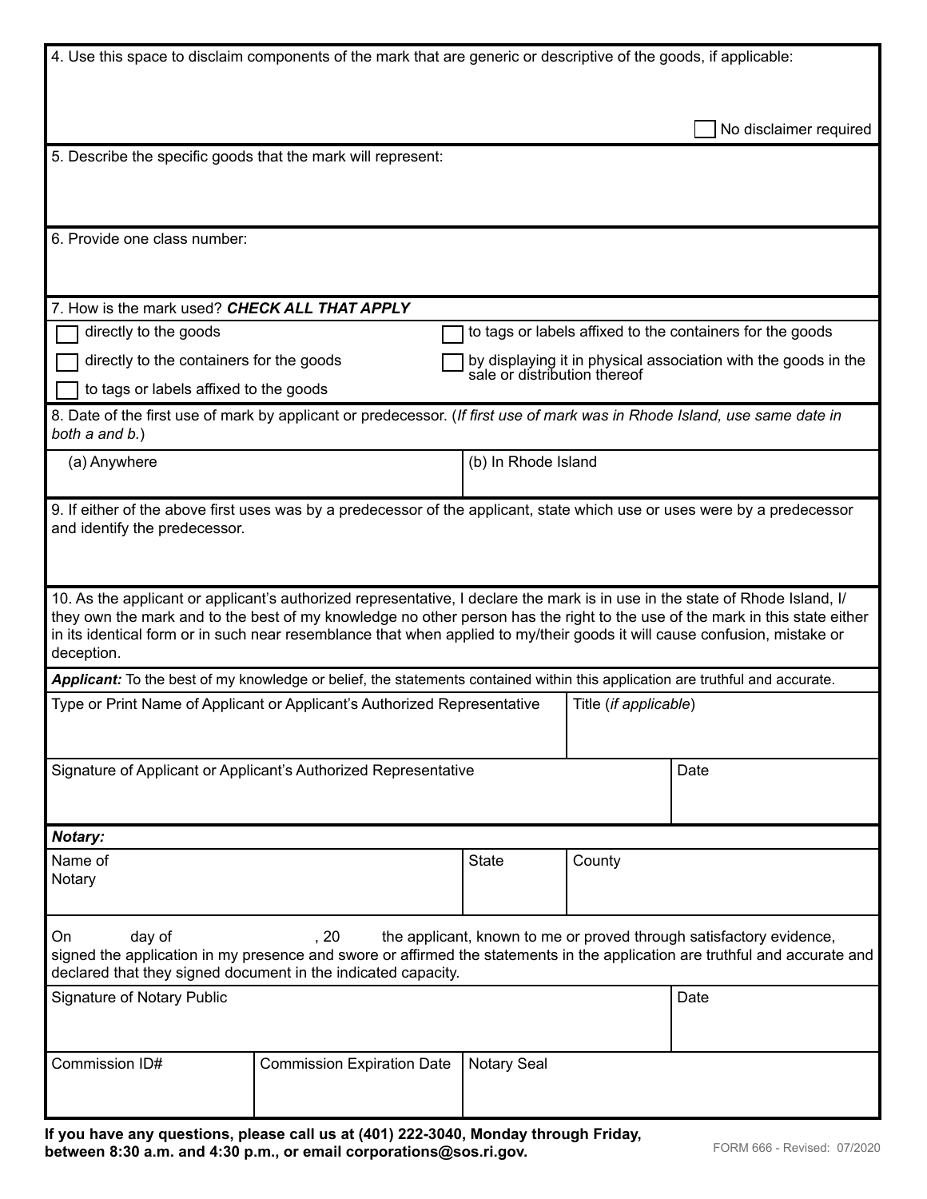4. Use this space to disclaim components of the mark that are generic or descriptive of the goods, if applicable:

☐ No disclaimer required

5. Describe the specific goods that the mark will represent:

6. Provide one class number:

7. How is the mark used? ***CHECK ALL THAT APPLY***

| | |
|---|---|
| ☐ directly to the goods | ☐ to tags or labels affixed to the containers for the goods |
| ☐ directly to the containers for the goods | ☐ by displaying it in physical association with the goods in the sale or distribution thereof |
| ☐ to tags or labels affixed to the goods | |

8. Date of the first use of mark by applicant or predecessor. (*If first use of mark was in Rhode Island, use same date in both a and b.*)

| (a) Anywhere | (b) In Rhode Island |
|---|---|
| | |

9. If either of the above first uses was by a predecessor of the applicant, state which use or uses were by a predecessor and identify the predecessor.

10. As the applicant or applicant's authorized representative, I declare the mark is in use in the state of Rhode Island, I/they own the mark and to the best of my knowledge no other person has the right to the use of the mark in this state either in its identical form or in such near resemblance that when applied to my/their goods it will cause confusion, mistake or deception.

***Applicant:*** To the best of my knowledge or belief, the statements contained within this application are truthful and accurate.

| Type or Print Name of Applicant or Applicant's Authorized Representative | Title (*if applicable*) |
|---|---|
| | |

| Signature of Applicant or Applicant's Authorized Representative | Date |
|---|---|
| | |

***Notary:***

| Name of Notary | State | County |
|---|---|---|
| | | |

On ______ day of ______________, 20 ____ the applicant, known to me or proved through satisfactory evidence, signed the application in my presence and swore or affirmed the statements in the application are truthful and accurate and declared that they signed document in the indicated capacity.

| Signature of Notary Public | Date |
|---|---|
| | |

| Commission ID# | Commission Expiration Date | Notary Seal |
|---|---|---|
| | | |

**If you have any questions, please call us at (401) 222-3040, Monday through Friday, between 8:30 a.m. and 4:30 p.m., or email corporations@sos.ri.gov.**

FORM 666 - Revised: 07/2020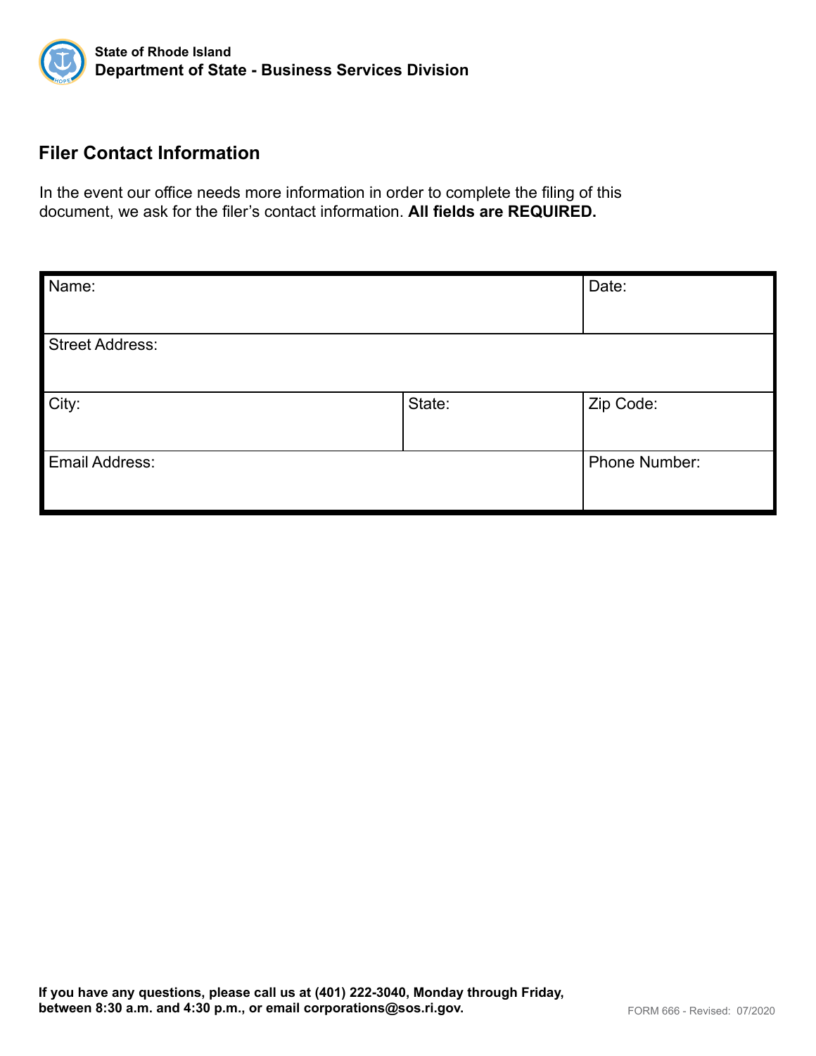State of Rhode Island
**Department of State - Business Services Division**

## Filer Contact Information

In the event our office needs more information in order to complete the filing of this document, we ask for the filer's contact information. **All fields are REQUIRED.**

| | | |
|---|---|---|
| Name: | | Date: |
| Street Address: | | |
| City: | State: | Zip Code: |
| Email Address: | | Phone Number: |

**If you have any questions, please call us at (401) 222-3040, Monday through Friday, between 8:30 a.m. and 4:30 p.m., or email corporations@sos.ri.gov.**

FORM 666 - Revised: 07/2020